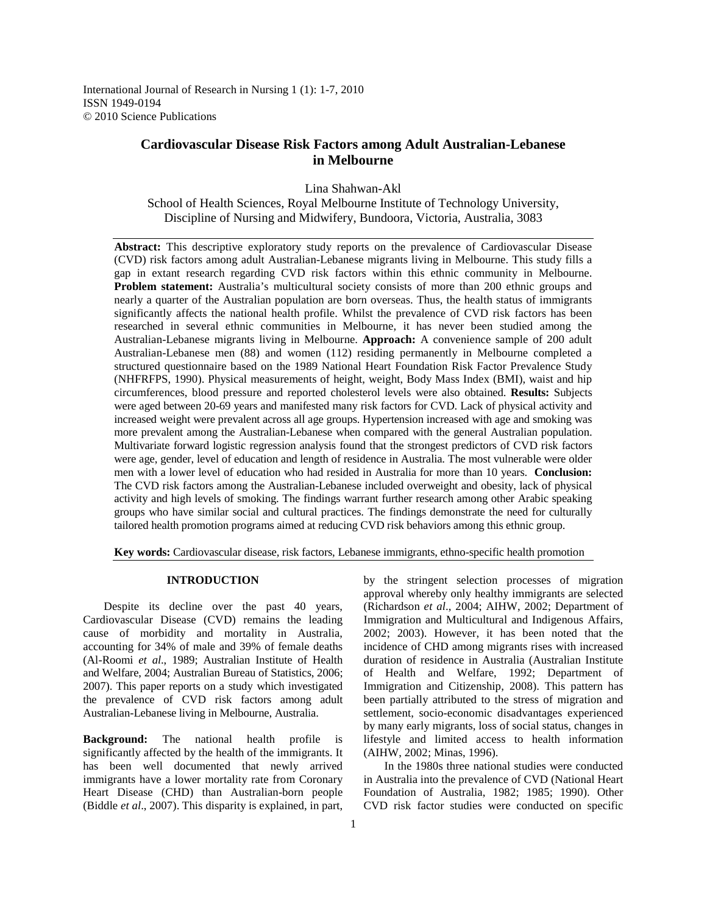# Cardiovascular Disease Risk Factors among Adult Australian-Lebanese in Melbourne

Lina Shahwan-Akl

School of Health Sciences, Royal Melbourne Institute of Technology University, Discipline of Nursing and Midwifery, Bundoora, Victoria, Australia, 3083

**Abstract:** This descriptive exploratory study reports on the prevalence of Cardiovascular Disease (CVD) risk factors among adult Australian-Lebanese migrants living in Melbourne. This study fills a gap in extant research regarding CVD risk factors within this ethnic community in Melbourne. **Problem statement:** Australia's multicultural society consists of more than 200 ethnic groups and nearly a quarter of the Australian population are born overseas. Thus, the health status of immigrants significantly affects the national health profile. Whilst the prevalence of CVD risk factors has been researched in several ethnic communities in Melbourne, it has never been studied among the Australian-Lebanese migrants living in Melbourne. **Approach:** A convenience sample of 200 adult Australian-Lebanese men (88) and women (112) residing permanently in Melbourne completed a structured questionnaire based on the 1989 National Heart Foundation Risk Factor Prevalence Study (NHFRFPS, 1990). Physical measurements of height, weight, Body Mass Index (BMI), waist and hip circumferences, blood pressure and reported cholesterol levels were also obtained. **Results:** Subjects were aged between 20-69 years and manifested many risk factors for CVD. Lack of physical activity and increased weight were prevalent across all age groups. Hypertension increased with age and smoking was more prevalent among the Australian-Lebanese when compared with the general Australian population. Multivariate forward logistic regression analysis found that the strongest predictors of CVD risk factors were age, gender, level of education and length of residence in Australia. The most vulnerable were older men with a lower level of education who had resided in Australia for more than 10 years. **Conclusion:** The CVD risk factors among the Australian-Lebanese included overweight and obesity, lack of physical activity and high levels of smoking. The findings warrant further research among other Arabic speaking groups who have similar social and cultural practices. The findings demonstrate the need for culturally tailored health promotion programs aimed at reducing CVD risk behaviors among this ethnic group.

**Key words:** Cardiovascular disease, risk factors, Lebanese immigrants, ethno-specific health promotion

## INTRODUCTION

Despite its decline over the past 40 years, Cardiovascular Disease (CVD) remains the leading cause of morbidity and mortality in Australia, accounting for 34% of male and 39% of female deaths (Al-Roomi *et al*., 1989; Australian Institute of Health and Welfare, 2004; Australian Bureau of Statistics, 2006; 2007). This paper reports on a study which investigated the prevalence of CVD risk factors among adult Australian-Lebanese living in Melbourne, Australia.

**Background:** The national health profile is significantly affected by the health of the immigrants. It has been well documented that newly arrived immigrants have a lower mortality rate from Coronary Heart Disease (CHD) than Australian-born people (Biddle *et al*., 2007). This disparity is explained, in part, by the stringent selection processes of migration approval whereby only healthy immigrants are selected (Richardson *et al*., 2004; AIHW, 2002; Department of Immigration and Multicultural and Indigenous Affairs, 2002; 2003). However, it has been noted that the incidence of CHD among migrants rises with increased duration of residence in Australia (Australian Institute of Health and Welfare, 1992; Department of Immigration and Citizenship, 2008). This pattern has been partially attributed to the stress of migration and settlement, socio-economic disadvantages experienced by many early migrants, loss of social status, changes in lifestyle and limited access to health information (AIHW, 2002; Minas, 1996).

In the 1980s three national studies were conducted in Australia into the prevalence of CVD (National Heart Foundation of Australia, 1982; 1985; 1990). Other CVD risk factor studies were conducted on specific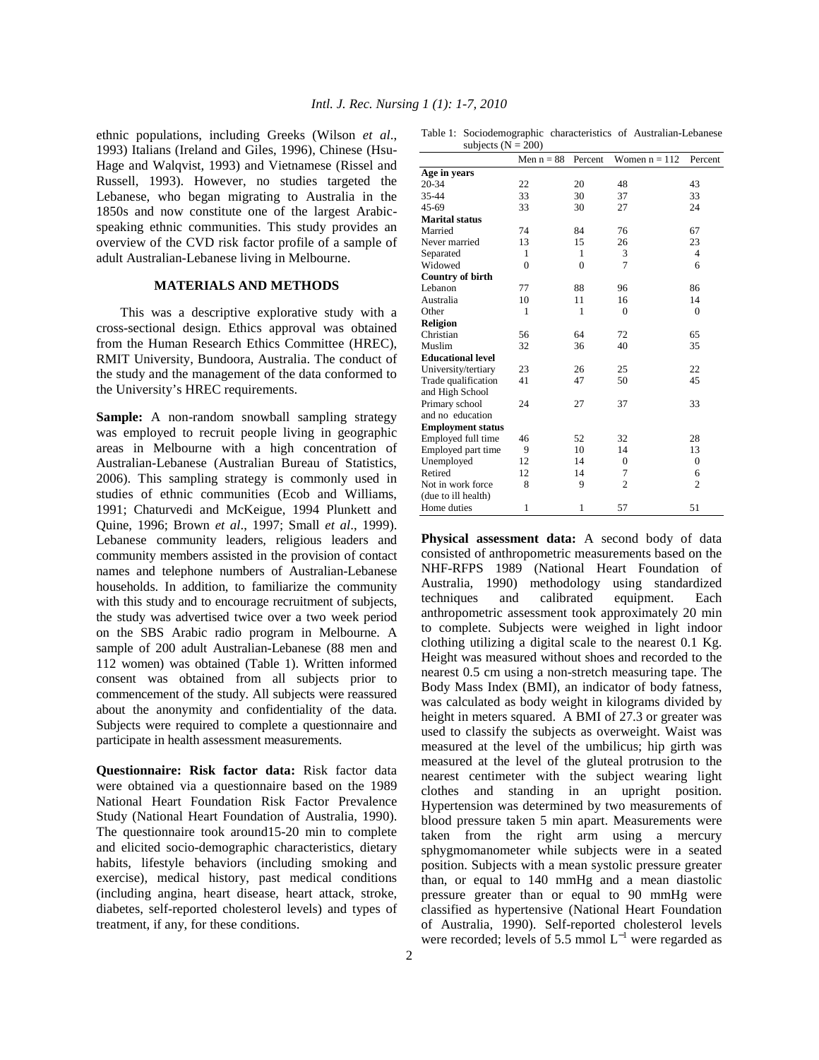ethnic populations, including Greeks (Wilson *et al*., 1993) Italians (Ireland and Giles, 1996), Chinese (Hsu-Hage and Walqvist, 1993) and Vietnamese (Rissel and Russell, 1993). However, no studies targeted the Lebanese, who began migrating to Australia in the 1850s and now constitute one of the largest Arabic-speaking ethnic communities. This study provides an overview of the CVD risk factor profile of a sample of adult Australian-Lebanese living in Melbourne.

## MATERIALS AND METHODS

This was a descriptive explorative study with a cross-sectional design. Ethics approval was obtained from the Human Research Ethics Committee (HREC), RMIT University, Bundoora, Australia. The conduct of the study and the management of the data conformed to the University's HREC requirements.

**Sample:** A non-random snowball sampling strategy was employed to recruit people living in geographic areas in Melbourne with a high concentration of Australian-Lebanese (Australian Bureau of Statistics, 2006). This sampling strategy is commonly used in studies of ethnic communities (Ecob and Williams, 1991; Chaturvedi and McKeigue, 1994 Plunkett and Quine, 1996; Brown *et al*., 1997; Small *et al*., 1999). Lebanese community leaders, religious leaders and community members assisted in the provision of contact names and telephone numbers of Australian-Lebanese households. In addition, to familiarize the community with this study and to encourage recruitment of subjects, the study was advertised twice over a two week period on the SBS Arabic radio program in Melbourne. A sample of 200 adult Australian-Lebanese (88 men and 112 women) was obtained (Table 1). Written informed consent was obtained from all subjects prior to commencement of the study. All subjects were reassured about the anonymity and confidentiality of the data. Subjects were required to complete a questionnaire and participate in health assessment measurements.

Table 1: Sociodemographic characteristics of Australian-Lebanese subjects (N = 200)

| | Men n = 88 | Percent | Women n = 112 | Percent |
|---|---|---|---|---|
| **Age in years** | | | | |
| 20-34 | 22 | 20 | 48 | 43 |
| 35-44 | 33 | 30 | 37 | 33 |
| 45-69 | 33 | 30 | 27 | 24 |
| **Marital status** | | | | |
| Married | 74 | 84 | 76 | 67 |
| Never married | 13 | 15 | 26 | 23 |
| Separated | 1 | 1 | 3 | 4 |
| Widowed | 0 | 0 | 7 | 6 |
| **Country of birth** | | | | |
| Lebanon | 77 | 88 | 96 | 86 |
| Australia | 10 | 11 | 16 | 14 |
| Other | 1 | 1 | 0 | 0 |
| **Religion** | | | | |
| Christian | 56 | 64 | 72 | 65 |
| Muslim | 32 | 36 | 40 | 35 |
| **Educational level** | | | | |
| University/tertiary | 23 | 26 | 25 | 22 |
| Trade qualification and High School | 41 | 47 | 50 | 45 |
| Primary school and no education | 24 | 27 | 37 | 33 |
| **Employment status** | | | | |
| Employed full time | 46 | 52 | 32 | 28 |
| Employed part time | 9 | 10 | 14 | 13 |
| Unemployed | 12 | 14 | 0 | 0 |
| Retired | 12 | 14 | 7 | 6 |
| Not in work force (due to ill health) | 8 | 9 | 2 | 2 |
| Home duties | 1 | 1 | 57 | 51 |

**Questionnaire: Risk factor data:** Risk factor data were obtained via a questionnaire based on the 1989 National Heart Foundation Risk Factor Prevalence Study (National Heart Foundation of Australia, 1990). The questionnaire took around15-20 min to complete and elicited socio-demographic characteristics, dietary habits, lifestyle behaviors (including smoking and exercise), medical history, past medical conditions (including angina, heart disease, heart attack, stroke, diabetes, self-reported cholesterol levels) and types of treatment, if any, for these conditions.

**Physical assessment data:** A second body of data consisted of anthropometric measurements based on the NHF-RFPS 1989 (National Heart Foundation of Australia, 1990) methodology using standardized techniques and calibrated equipment. Each anthropometric assessment took approximately 20 min to complete. Subjects were weighed in light indoor clothing utilizing a digital scale to the nearest 0.1 Kg. Height was measured without shoes and recorded to the nearest 0.5 cm using a non-stretch measuring tape. The Body Mass Index (BMI), an indicator of body fatness, was calculated as body weight in kilograms divided by height in meters squared. A BMI of 27.3 or greater was used to classify the subjects as overweight. Waist was measured at the level of the umbilicus; hip girth was measured at the level of the gluteal protrusion to the nearest centimeter with the subject wearing light clothes and standing in an upright position. Hypertension was determined by two measurements of blood pressure taken 5 min apart. Measurements were taken from the right arm using a mercury sphygmomanometer while subjects were in a seated position. Subjects with a mean systolic pressure greater than, or equal to 140 mmHg and a mean diastolic pressure greater than or equal to 90 mmHg were classified as hypertensive (National Heart Foundation of Australia, 1990). Self-reported cholesterol levels were recorded; levels of 5.5 mmol $L^{-1}$ were regarded as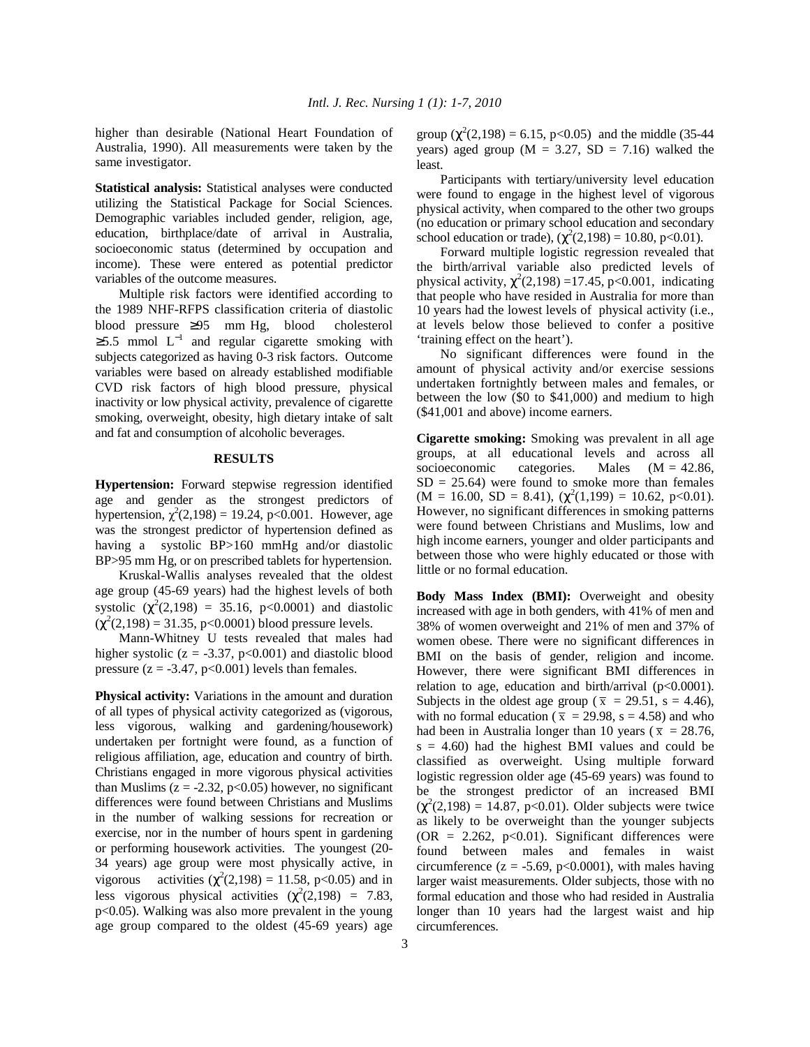higher than desirable (National Heart Foundation of Australia, 1990). All measurements were taken by the same investigator.

**Statistical analysis:** Statistical analyses were conducted utilizing the Statistical Package for Social Sciences. Demographic variables included gender, religion, age, education, birthplace/date of arrival in Australia, socioeconomic status (determined by occupation and income). These were entered as potential predictor variables of the outcome measures.

Multiple risk factors were identified according to the 1989 NHF-RFPS classification criteria of diastolic blood pressure ≥95 mm Hg, blood cholesterol ≥5.5 mmol $L^{-1}$ and regular cigarette smoking with subjects categorized as having 0-3 risk factors. Outcome variables were based on already established modifiable CVD risk factors of high blood pressure, physical inactivity or low physical activity, prevalence of cigarette smoking, overweight, obesity, high dietary intake of salt and fat and consumption of alcoholic beverages.

## RESULTS

**Hypertension:** Forward stepwise regression identified age and gender as the strongest predictors of hypertension, $\chi^2(2,198) = 19.24$, $p<0.001$. However, age was the strongest predictor of hypertension defined as having a systolic BP>160 mmHg and/or diastolic BP>95 mm Hg, or on prescribed tablets for hypertension.

Kruskal-Wallis analyses revealed that the oldest age group (45-69 years) had the highest levels of both systolic ($\chi^2(2,198) = 35.16$, $p<0.0001$) and diastolic ($\chi^2(2,198) = 31.35$, $p<0.0001$) blood pressure levels.

Mann-Whitney U tests revealed that males had higher systolic ($z = -3.37$, $p<0.001$) and diastolic blood pressure ($z = -3.47$, $p<0.001$) levels than females.

**Physical activity:** Variations in the amount and duration of all types of physical activity categorized as (vigorous, less vigorous, walking and gardening/housework) undertaken per fortnight were found, as a function of religious affiliation, age, education and country of birth. Christians engaged in more vigorous physical activities than Muslims ($z = -2.32$, $p<0.05$) however, no significant differences were found between Christians and Muslims in the number of walking sessions for recreation or exercise, nor in the number of hours spent in gardening or performing housework activities. The youngest (20-34 years) age group were most physically active, in vigorous activities ($\chi^2(2,198) = 11.58$, $p<0.05$) and in less vigorous physical activities ($\chi^2(2,198) = 7.83$, $p<0.05$). Walking was also more prevalent in the young age group compared to the oldest (45-69 years) age group ($\chi^2(2,198) = 6.15$, $p<0.05$) and the middle (35-44 years) aged group (M = 3.27, SD = 7.16) walked the least.

Participants with tertiary/university level education were found to engage in the highest level of vigorous physical activity, when compared to the other two groups (no education or primary school education and secondary school education or trade), ($\chi^2(2,198) = 10.80$, $p<0.01$).

Forward multiple logistic regression revealed that the birth/arrival variable also predicted levels of physical activity, $\chi^2(2,198) = 17.45$, $p<0.001$, indicating that people who have resided in Australia for more than 10 years had the lowest levels of physical activity (i.e., at levels below those believed to confer a positive 'training effect on the heart').

No significant differences were found in the amount of physical activity and/or exercise sessions undertaken fortnightly between males and females, or between the low ($0 to $41,000) and medium to high ($41,001 and above) income earners.

**Cigarette smoking:** Smoking was prevalent in all age groups, at all educational levels and across all socioeconomic categories. Males (M = 42.86, SD = 25.64) were found to smoke more than females (M = 16.00, SD = 8.41), ($\chi^2(1,199) = 10.62$, $p<0.01$). However, no significant differences in smoking patterns were found between Christians and Muslims, low and high income earners, younger and older participants and between those who were highly educated or those with little or no formal education.

**Body Mass Index (BMI):** Overweight and obesity increased with age in both genders, with 41% of men and 38% of women overweight and 21% of men and 37% of women obese. There were no significant differences in BMI on the basis of gender, religion and income. However, there were significant BMI differences in relation to age, education and birth/arrival ($p<0.0001$). Subjects in the oldest age group ($\bar{x} = 29.51$, $s = 4.46$), with no formal education ($\bar{x} = 29.98$, $s = 4.58$) and who had been in Australia longer than 10 years ($\bar{x} = 28.76$, $s = 4.60$) had the highest BMI values and could be classified as overweight. Using multiple forward logistic regression older age (45-69 years) was found to be the strongest predictor of an increased BMI ($\chi^2(2,198) = 14.87$, $p<0.01$). Older subjects were twice as likely to be overweight than the younger subjects (OR = 2.262, $p<0.01$). Significant differences were found between males and females in waist circumference ($z = -5.69$, $p<0.0001$), with males having larger waist measurements. Older subjects, those with no formal education and those who had resided in Australia longer than 10 years had the largest waist and hip circumferences.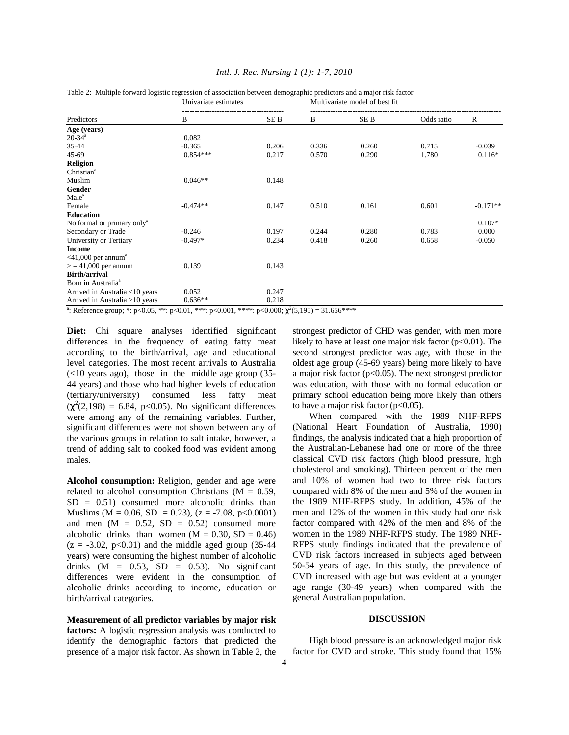Table 2: Multiple forward logistic regression of association between demographic predictors and a major risk factor

| Predictors | Univariate estimates | | Multivariate model of best fit | | | |
|---|---|---|---|---|---|---|
| | B | SE B | B | SE B | Odds ratio | R |
| **Age (years)** | | | | | | |
| 20-34[a] | 0.082 | | | | | |
| 35-44 | -0.365 | 0.206 | 0.336 | 0.260 | 0.715 | -0.039 |
| 45-69 | 0.854*** | 0.217 | 0.570 | 0.290 | 1.780 | 0.116* |
| **Religion** | | | | | | |
| Christian[a] | | | | | | |
| Muslim | 0.046** | 0.148 | | | | |
| **Gender** | | | | | | |
| Male[a] | | | | | | |
| Female | -0.474** | 0.147 | 0.510 | 0.161 | 0.601 | -0.171** |
| **Education** | | | | | | |
| No formal or primary only[a] | | | | | | 0.107* |
| Secondary or Trade | -0.246 | 0.197 | 0.244 | 0.280 | 0.783 | 0.000 |
| University or Tertiary | -0.497* | 0.234 | 0.418 | 0.260 | 0.658 | -0.050 |
| **Income** | | | | | | |
| <41,000 per annum[a] | | | | | | |
| > = 41,000 per annum | 0.139 | 0.143 | | | | |
| **Birth/arrival** | | | | | | |
| Born in Australia[a] | | | | | | |
| Arrived in Australia <10 years | 0.052 | 0.247 | | | | |
| Arrived in Australia >10 years | 0.636** | 0.218 | | | | |

[a]: Reference group; *: p<0.05, **: p<0.01, ***: p<0.001, ****: p<0.000; $\chi^2(5,195) = 31.656$****

**Diet:** Chi square analyses identified significant differences in the frequency of eating fatty meat according to the birth/arrival, age and educational level categories. The most recent arrivals to Australia (<10 years ago), those in the middle age group (35-44 years) and those who had higher levels of education (tertiary/university) consumed less fatty meat ($\chi^2(2,198) = 6.84$, $p<0.05$). No significant differences were among any of the remaining variables. Further, significant differences were not shown between any of the various groups in relation to salt intake, however, a trend of adding salt to cooked food was evident among males.

**Alcohol consumption:** Religion, gender and age were related to alcohol consumption Christians (M = 0.59, SD = 0.51) consumed more alcoholic drinks than Muslims (M = 0.06, SD = 0.23), (z = -7.08, p<0.0001) and men (M = 0.52, SD = 0.52) consumed more alcoholic drinks than women (M = 0.30, SD = 0.46) (z = -3.02, p<0.01) and the middle aged group (35-44 years) were consuming the highest number of alcoholic drinks (M = 0.53, SD = 0.53). No significant differences were evident in the consumption of alcoholic drinks according to income, education or birth/arrival categories.

**Measurement of all predictor variables by major risk factors:** A logistic regression analysis was conducted to identify the demographic factors that predicted the presence of a major risk factor. As shown in Table 2, the strongest predictor of CHD was gender, with men more likely to have at least one major risk factor (p<0.01). The second strongest predictor was age, with those in the oldest age group (45-69 years) being more likely to have a major risk factor (p<0.05). The next strongest predictor was education, with those with no formal education or primary school education being more likely than others to have a major risk factor (p<0.05).

When compared with the 1989 NHF-RFPS (National Heart Foundation of Australia, 1990) findings, the analysis indicated that a high proportion of the Australian-Lebanese had one or more of the three classical CVD risk factors (high blood pressure, high cholesterol and smoking). Thirteen percent of the men and 10% of women had two to three risk factors compared with 8% of the men and 5% of the women in the 1989 NHF-RFPS study. In addition, 45% of the men and 12% of the women in this study had one risk factor compared with 42% of the men and 8% of the women in the 1989 NHF-RFPS study. The 1989 NHF-RFPS study findings indicated that the prevalence of CVD risk factors increased in subjects aged between 50-54 years of age. In this study, the prevalence of CVD increased with age but was evident at a younger age range (30-49 years) when compared with the general Australian population.

## DISCUSSION

High blood pressure is an acknowledged major risk factor for CVD and stroke. This study found that 15%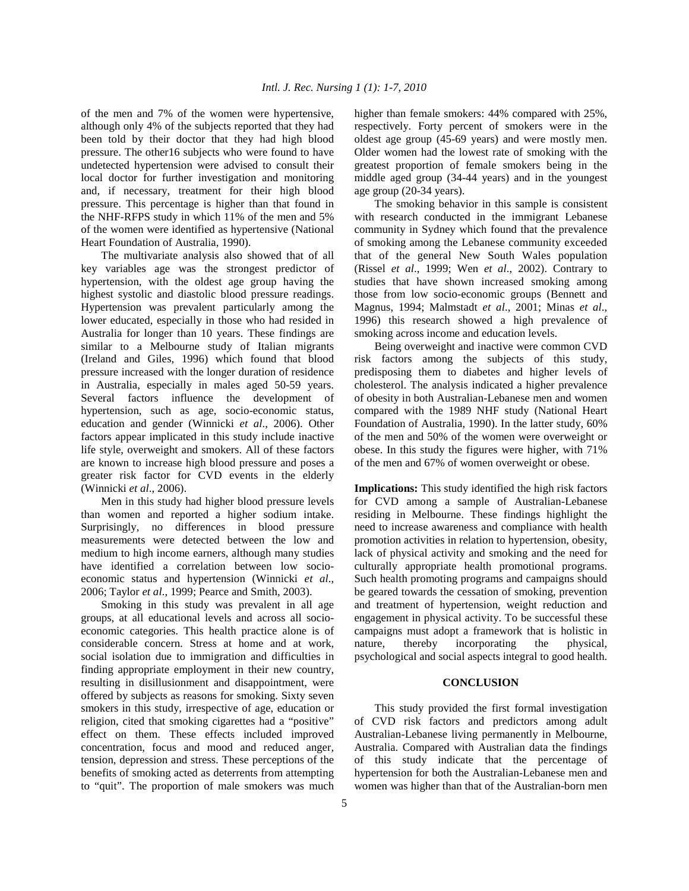of the men and 7% of the women were hypertensive, although only 4% of the subjects reported that they had been told by their doctor that they had high blood pressure. The other16 subjects who were found to have undetected hypertension were advised to consult their local doctor for further investigation and monitoring and, if necessary, treatment for their high blood pressure. This percentage is higher than that found in the NHF-RFPS study in which 11% of the men and 5% of the women were identified as hypertensive (National Heart Foundation of Australia, 1990).

The multivariate analysis also showed that of all key variables age was the strongest predictor of hypertension, with the oldest age group having the highest systolic and diastolic blood pressure readings. Hypertension was prevalent particularly among the lower educated, especially in those who had resided in Australia for longer than 10 years. These findings are similar to a Melbourne study of Italian migrants (Ireland and Giles, 1996) which found that blood pressure increased with the longer duration of residence in Australia, especially in males aged 50-59 years. Several factors influence the development of hypertension, such as age, socio-economic status, education and gender (Winnicki *et al*., 2006). Other factors appear implicated in this study include inactive life style, overweight and smokers. All of these factors are known to increase high blood pressure and poses a greater risk factor for CVD events in the elderly (Winnicki *et al*., 2006).

Men in this study had higher blood pressure levels than women and reported a higher sodium intake. Surprisingly, no differences in blood pressure measurements were detected between the low and medium to high income earners, although many studies have identified a correlation between low socio-economic status and hypertension (Winnicki *et al*., 2006; Taylor *et al*., 1999; Pearce and Smith, 2003).

Smoking in this study was prevalent in all age groups, at all educational levels and across all socio-economic categories. This health practice alone is of considerable concern. Stress at home and at work, social isolation due to immigration and difficulties in finding appropriate employment in their new country, resulting in disillusionment and disappointment, were offered by subjects as reasons for smoking. Sixty seven smokers in this study, irrespective of age, education or religion, cited that smoking cigarettes had a "positive" effect on them. These effects included improved concentration, focus and mood and reduced anger, tension, depression and stress. These perceptions of the benefits of smoking acted as deterrents from attempting to "quit". The proportion of male smokers was much higher than female smokers: 44% compared with 25%, respectively. Forty percent of smokers were in the oldest age group (45-69 years) and were mostly men. Older women had the lowest rate of smoking with the greatest proportion of female smokers being in the middle aged group (34-44 years) and in the youngest age group (20-34 years).

The smoking behavior in this sample is consistent with research conducted in the immigrant Lebanese community in Sydney which found that the prevalence of smoking among the Lebanese community exceeded that of the general New South Wales population (Rissel *et al*., 1999; Wen *et al*., 2002). Contrary to studies that have shown increased smoking among those from low socio-economic groups (Bennett and Magnus, 1994; Malmstadt *et al*., 2001; Minas *et al*., 1996) this research showed a high prevalence of smoking across income and education levels.

Being overweight and inactive were common CVD risk factors among the subjects of this study, predisposing them to diabetes and higher levels of cholesterol. The analysis indicated a higher prevalence of obesity in both Australian-Lebanese men and women compared with the 1989 NHF study (National Heart Foundation of Australia, 1990). In the latter study, 60% of the men and 50% of the women were overweight or obese. In this study the figures were higher, with 71% of the men and 67% of women overweight or obese.

**Implications:** This study identified the high risk factors for CVD among a sample of Australian-Lebanese residing in Melbourne. These findings highlight the need to increase awareness and compliance with health promotion activities in relation to hypertension, obesity, lack of physical activity and smoking and the need for culturally appropriate health promotional programs. Such health promoting programs and campaigns should be geared towards the cessation of smoking, prevention and treatment of hypertension, weight reduction and engagement in physical activity. To be successful these campaigns must adopt a framework that is holistic in nature, thereby incorporating the physical, psychological and social aspects integral to good health.

## CONCLUSION

This study provided the first formal investigation of CVD risk factors and predictors among adult Australian-Lebanese living permanently in Melbourne, Australia. Compared with Australian data the findings of this study indicate that the percentage of hypertension for both the Australian-Lebanese men and women was higher than that of the Australian-born men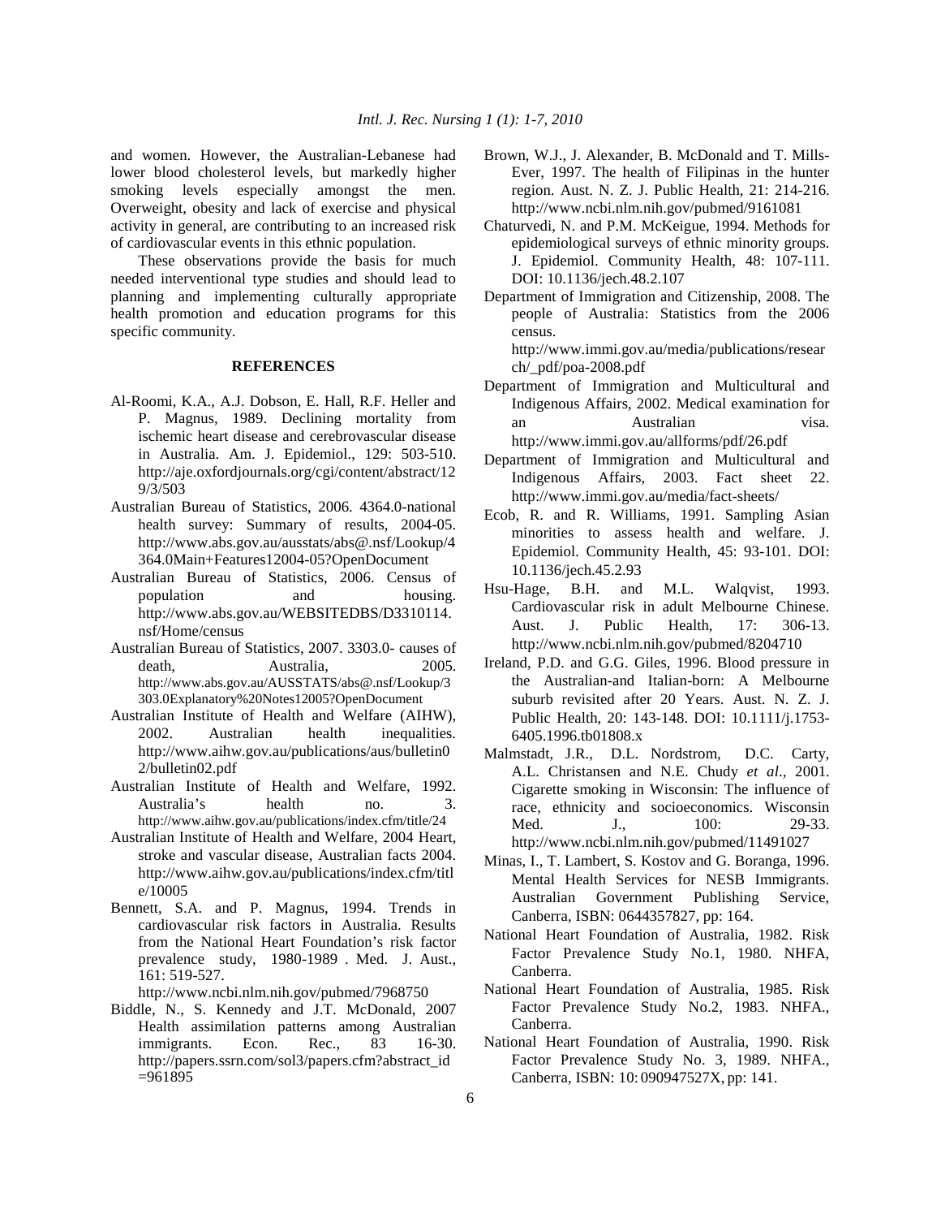and women. However, the Australian-Lebanese had lower blood cholesterol levels, but markedly higher smoking levels especially amongst the men. Overweight, obesity and lack of exercise and physical activity in general, are contributing to an increased risk of cardiovascular events in this ethnic population.

These observations provide the basis for much needed interventional type studies and should lead to planning and implementing culturally appropriate health promotion and education programs for this specific community.

## REFERENCES

Al-Roomi, K.A., A.J. Dobson, E. Hall, R.F. Heller and P. Magnus, 1989. Declining mortality from ischemic heart disease and cerebrovascular disease in Australia. Am. J. Epidemiol., 129: 503-510. http://aje.oxfordjournals.org/cgi/content/abstract/129/3/503

Australian Bureau of Statistics, 2006. 4364.0-national health survey: Summary of results, 2004-05. http://www.abs.gov.au/ausstats/abs@.nsf/Lookup/4364.0Main+Features12004-05?OpenDocument

Australian Bureau of Statistics, 2006. Census of population and housing. http://www.abs.gov.au/WEBSITEDBS/D3310114.nsf/Home/census

Australian Bureau of Statistics, 2007. 3303.0- causes of death, Australia, 2005. http://www.abs.gov.au/AUSSTATS/abs@.nsf/Lookup/3303.0Explanatory%20Notes12005?OpenDocument

Australian Institute of Health and Welfare (AIHW), 2002. Australian health inequalities. http://www.aihw.gov.au/publications/aus/bulletin02/bulletin02.pdf

Australian Institute of Health and Welfare, 1992. Australia's health no. 3. http://www.aihw.gov.au/publications/index.cfm/title/24

Australian Institute of Health and Welfare, 2004 Heart, stroke and vascular disease, Australian facts 2004. http://www.aihw.gov.au/publications/index.cfm/title/10005

Bennett, S.A. and P. Magnus, 1994. Trends in cardiovascular risk factors in Australia. Results from the National Heart Foundation's risk factor prevalence study, 1980-1989 . Med. J. Aust., 161: 519-527. http://www.ncbi.nlm.nih.gov/pubmed/7968750

Biddle, N., S. Kennedy and J.T. McDonald, 2007 Health assimilation patterns among Australian immigrants. Econ. Rec., 83 16-30. http://papers.ssrn.com/sol3/papers.cfm?abstract_id=961895

Brown, W.J., J. Alexander, B. McDonald and T. Mills-Ever, 1997. The health of Filipinas in the hunter region. Aust. N. Z. J. Public Health, 21: 214-216. http://www.ncbi.nlm.nih.gov/pubmed/9161081

Chaturvedi, N. and P.M. McKeigue, 1994. Methods for epidemiological surveys of ethnic minority groups. J. Epidemiol. Community Health, 48: 107-111. DOI: 10.1136/jech.48.2.107

Department of Immigration and Citizenship, 2008. The people of Australia: Statistics from the 2006 census. http://www.immi.gov.au/media/publications/research/_pdf/poa-2008.pdf

Department of Immigration and Multicultural and Indigenous Affairs, 2002. Medical examination for an Australian visa. http://www.immi.gov.au/allforms/pdf/26.pdf

Department of Immigration and Multicultural and Indigenous Affairs, 2003. Fact sheet 22. http://www.immi.gov.au/media/fact-sheets/

Ecob, R. and R. Williams, 1991. Sampling Asian minorities to assess health and welfare. J. Epidemiol. Community Health, 45: 93-101. DOI: 10.1136/jech.45.2.93

Hsu-Hage, B.H. and M.L. Walqvist, 1993. Cardiovascular risk in adult Melbourne Chinese. Aust. J. Public Health, 17: 306-13. http://www.ncbi.nlm.nih.gov/pubmed/8204710

Ireland, P.D. and G.G. Giles, 1996. Blood pressure in the Australian-and Italian-born: A Melbourne suburb revisited after 20 Years. Aust. N. Z. J. Public Health, 20: 143-148. DOI: 10.1111/j.1753-6405.1996.tb01808.x

Malmstadt, J.R., D.L. Nordstrom, D.C. Carty, A.L. Christansen and N.E. Chudy *et al*., 2001. Cigarette smoking in Wisconsin: The influence of race, ethnicity and socioeconomics. Wisconsin Med. J., 100: 29-33. http://www.ncbi.nlm.nih.gov/pubmed/11491027

Minas, I., T. Lambert, S. Kostov and G. Boranga, 1996. Mental Health Services for NESB Immigrants. Australian Government Publishing Service, Canberra, ISBN: 0644357827, pp: 164.

National Heart Foundation of Australia, 1982. Risk Factor Prevalence Study No.1, 1980. NHFA, Canberra.

National Heart Foundation of Australia, 1985. Risk Factor Prevalence Study No.2, 1983. NHFA., Canberra.

National Heart Foundation of Australia, 1990. Risk Factor Prevalence Study No. 3, 1989. NHFA., Canberra, ISBN: 10: 090947527X, pp: 141.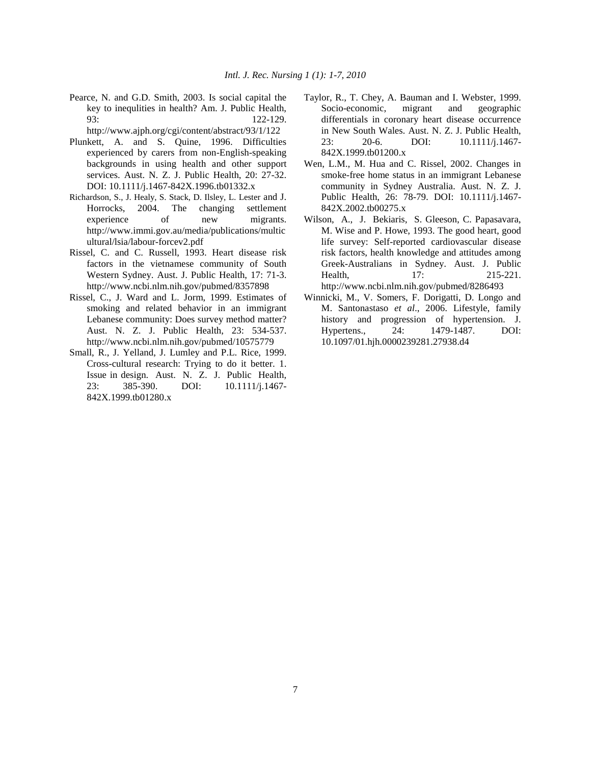Pearce, N. and G.D. Smith, 2003. Is social capital the key to inequlities in health? Am. J. Public Health, 93: 122-129. http://www.ajph.org/cgi/content/abstract/93/1/122

Plunkett, A. and S. Quine, 1996. Difficulties experienced by carers from non-English-speaking backgrounds in using health and other support services. Aust. N. Z. J. Public Health, 20: 27-32. DOI: 10.1111/j.1467-842X.1996.tb01332.x

Richardson, S., J. Healy, S. Stack, D. Ilsley, L. Lester and J. Horrocks, 2004. The changing settlement experience of new migrants. http://www.immi.gov.au/media/publications/multicultural/lsia/labour-forcev2.pdf

Rissel, C. and C. Russell, 1993. Heart disease risk factors in the vietnamese community of South Western Sydney. Aust. J. Public Health, 17: 71-3. http://www.ncbi.nlm.nih.gov/pubmed/8357898

Rissel, C., J. Ward and L. Jorm, 1999. Estimates of smoking and related behavior in an immigrant Lebanese community: Does survey method matter? Aust. N. Z. J. Public Health, 23: 534-537. http://www.ncbi.nlm.nih.gov/pubmed/10575779

Small, R., J. Yelland, J. Lumley and P.L. Rice, 1999. Cross-cultural research: Trying to do it better. 1. Issue in design. Aust. N. Z. J. Public Health, 23: 385-390. DOI: 10.1111/j.1467-842X.1999.tb01280.x

Taylor, R., T. Chey, A. Bauman and I. Webster, 1999. Socio-economic, migrant and geographic differentials in coronary heart disease occurrence in New South Wales. Aust. N. Z. J. Public Health, 23: 20-6. DOI: 10.1111/j.1467-842X.1999.tb01200.x

Wen, L.M., M. Hua and C. Rissel, 2002. Changes in smoke-free home status in an immigrant Lebanese community in Sydney Australia. Aust. N. Z. J. Public Health, 26: 78-79. DOI: 10.1111/j.1467-842X.2002.tb00275.x

Wilson, A., J. Bekiaris, S. Gleeson, C. Papasavara, M. Wise and P. Howe, 1993. The good heart, good life survey: Self-reported cardiovascular disease risk factors, health knowledge and attitudes among Greek-Australians in Sydney. Aust. J. Public Health, 17: 215-221. http://www.ncbi.nlm.nih.gov/pubmed/8286493

Winnicki, M., V. Somers, F. Dorigatti, D. Longo and M. Santonastaso *et al*., 2006. Lifestyle, family history and progression of hypertension. J. Hypertens., 24: 1479-1487. DOI: 10.1097/01.hjh.0000239281.27938.d4